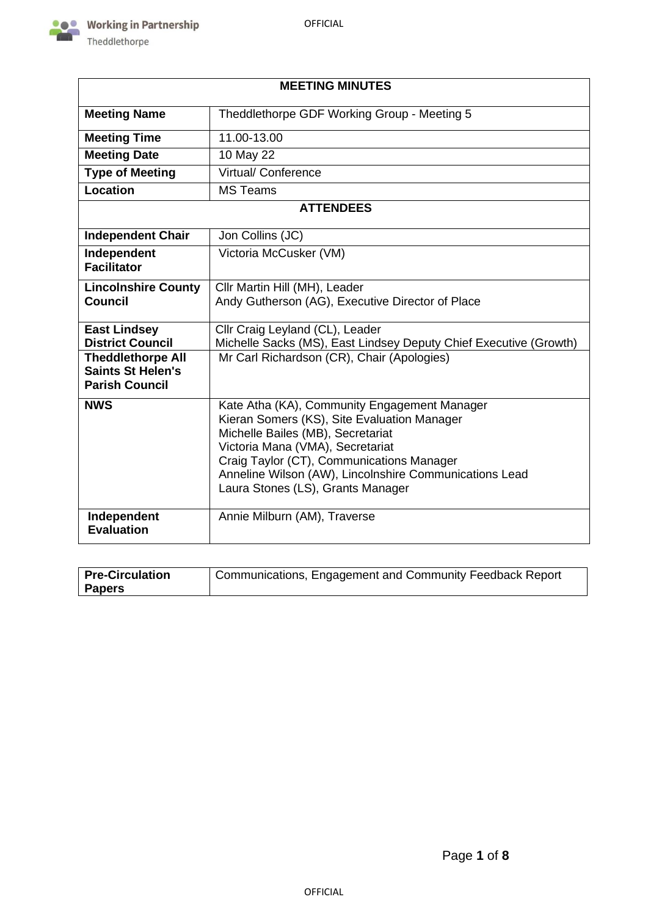| **MEETING MINUTES** | |
|---|---|
| **Meeting Name** | Theddlethorpe GDF Working Group - Meeting 5 |
| **Meeting Time** | 11.00-13.00 |
| **Meeting Date** | 10 May 22 |
| **Type of Meeting** | Virtual/ Conference |
| **Location** | MS Teams |
| **ATTENDEES** | |
| **Independent Chair** | Jon Collins (JC) |
| **Independent Facilitator** | Victoria McCusker (VM) |
| **Lincolnshire County Council** | Cllr Martin Hill (MH), Leader<br>Andy Gutherson (AG), Executive Director of Place |
| **East Lindsey District Council** | Cllr Craig Leyland (CL), Leader<br>Michelle Sacks (MS), East Lindsey Deputy Chief Executive (Growth) |
| **Theddlethorpe All Saints St Helen's Parish Council** | Mr Carl Richardson (CR), Chair (Apologies) |
| **NWS** | Kate Atha (KA), Community Engagement Manager<br>Kieran Somers (KS), Site Evaluation Manager<br>Michelle Bailes (MB), Secretariat<br>Victoria Mana (VMA), Secretariat<br>Craig Taylor (CT), Communications Manager<br>Anneline Wilson (AW), Lincolnshire Communications Lead<br>Laura Stones (LS), Grants Manager |
| **Independent Evaluation** | Annie Milburn (AM), Traverse |

| **Pre-Circulation Papers** | Communications, Engagement and Community Feedback Report |
|---|---|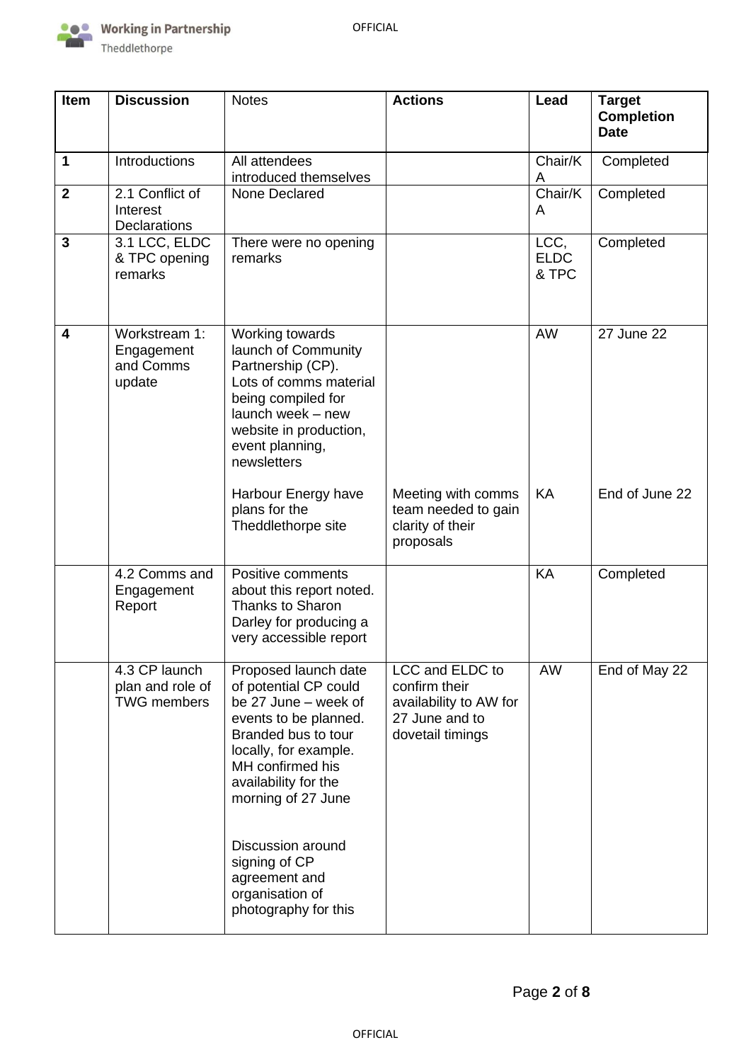| Item | Discussion | Notes | Actions | Lead | Target Completion Date |
|---|---|---|---|---|---|
| 1 | Introductions | All attendees introduced themselves | | Chair/KA | Completed |
| 2 | 2.1 Conflict of Interest Declarations | None Declared | | Chair/KA | Completed |
| 3 | 3.1 LCC, ELDC & TPC opening remarks | There were no opening remarks | | LCC, ELDC & TPC | Completed |
| 4 | Workstream 1: Engagement and Comms update | Working towards launch of Community Partnership (CP). Lots of comms material being compiled for launch week – new website in production, event planning, newsletters | | AW | 27 June 22 |
| | | Harbour Energy have plans for the Theddlethorpe site | Meeting with comms team needed to gain clarity of their proposals | KA | End of June 22 |
| | 4.2 Comms and Engagement Report | Positive comments about this report noted. Thanks to Sharon Darley for producing a very accessible report | | KA | Completed |
| | 4.3 CP launch plan and role of TWG members | Proposed launch date of potential CP could be 27 June – week of events to be planned. Branded bus to tour locally, for example. MH confirmed his availability for the morning of 27 June<br><br>Discussion around signing of CP agreement and organisation of photography for this | LCC and ELDC to confirm their availability to AW for 27 June and to dovetail timings | AW | End of May 22 |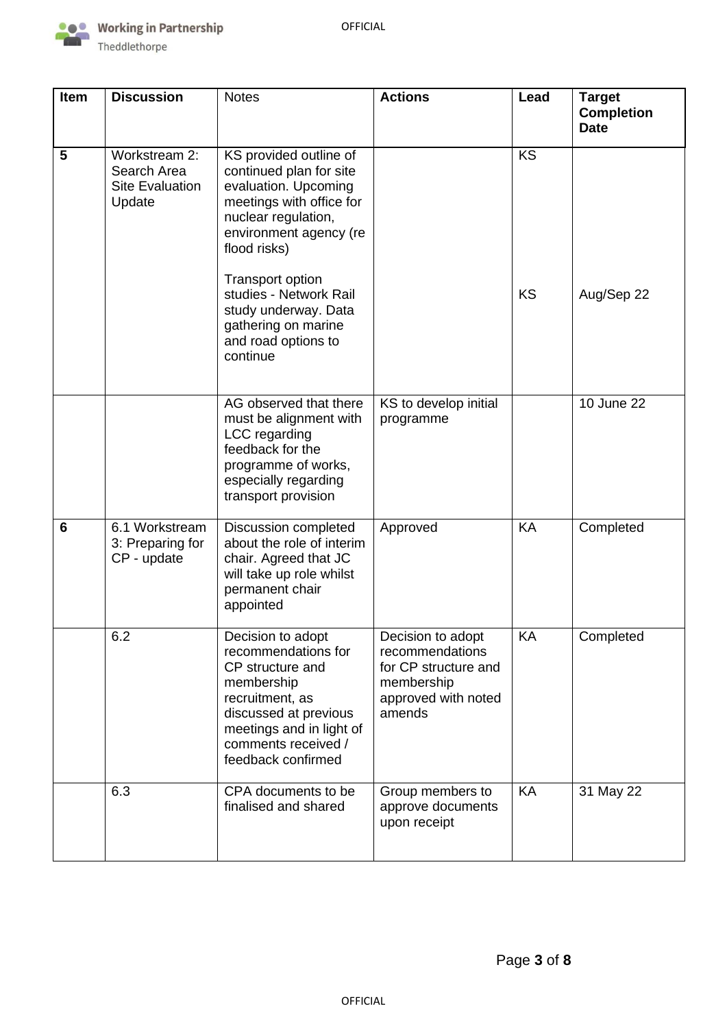| Item | Discussion | Notes | Actions | Lead | Target Completion Date |
|---|---|---|---|---|---|
| 5 | Workstream 2: Search Area Site Evaluation Update | KS provided outline of continued plan for site evaluation. Upcoming meetings with office for nuclear regulation, environment agency (re flood risks) | | KS | |
| | | Transport option studies - Network Rail study underway. Data gathering on marine and road options to continue | | KS | Aug/Sep 22 |
| | | AG observed that there must be alignment with LCC regarding feedback for the programme of works, especially regarding transport provision | KS to develop initial programme | | 10 June 22 |
| 6 | 6.1 Workstream 3: Preparing for CP - update | Discussion completed about the role of interim chair. Agreed that JC will take up role whilst permanent chair appointed | Approved | KA | Completed |
| | 6.2 | Decision to adopt recommendations for CP structure and membership recruitment, as discussed at previous meetings and in light of comments received / feedback confirmed | Decision to adopt recommendations for CP structure and membership approved with noted amends | KA | Completed |
| | 6.3 | CPA documents to be finalised and shared | Group members to approve documents upon receipt | KA | 31 May 22 |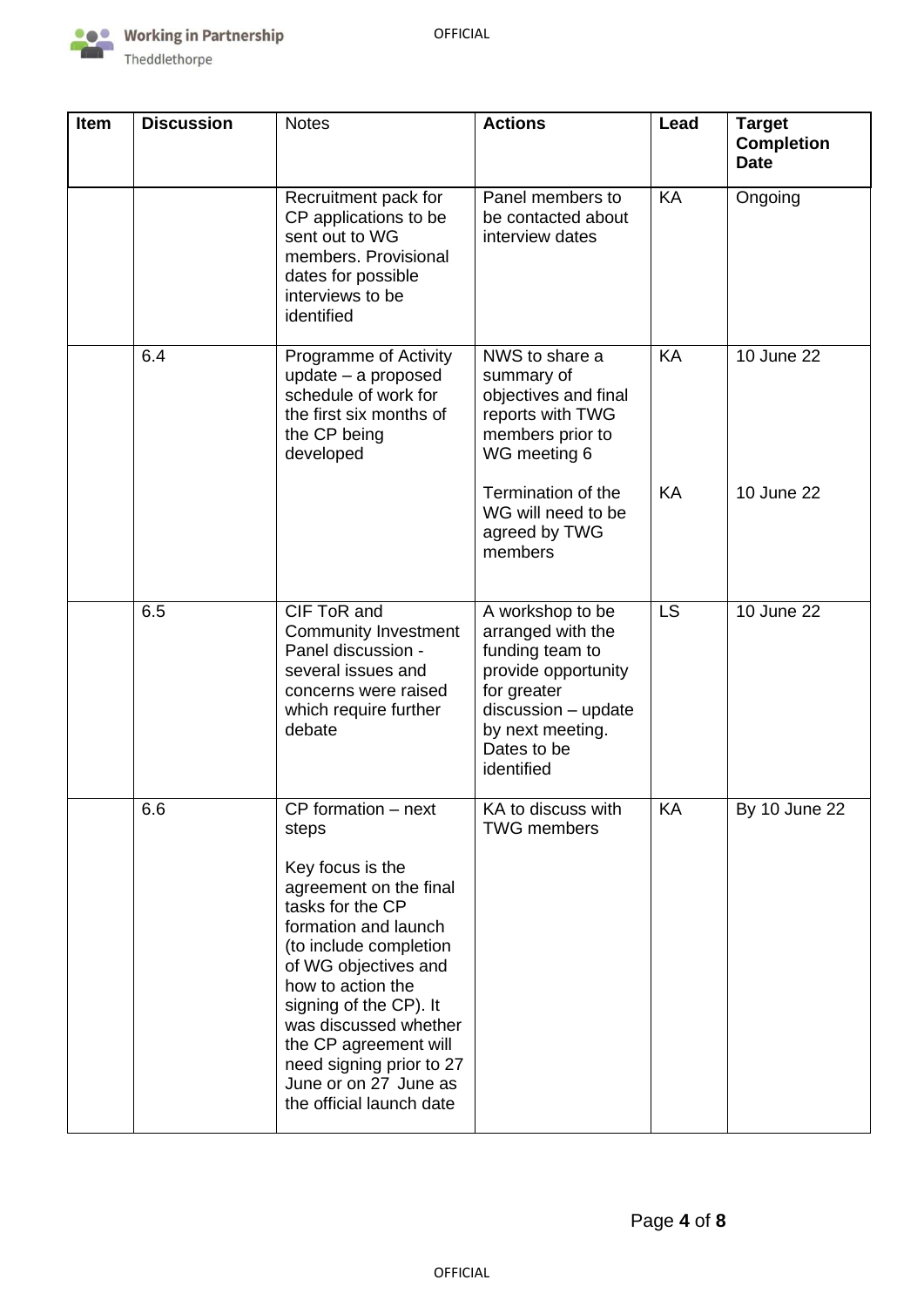| Item | Discussion | Notes | Actions | Lead | Target Completion Date |
|---|---|---|---|---|---|
| | | Recruitment pack for CP applications to be sent out to WG members. Provisional dates for possible interviews to be identified | Panel members to be contacted about interview dates | KA | Ongoing |
| | 6.4 | Programme of Activity update – a proposed schedule of work for the first six months of the CP being developed | NWS to share a summary of objectives and final reports with TWG members prior to WG meeting 6<br><br>Termination of the WG will need to be agreed by TWG members | KA<br><br>KA | 10 June 22<br><br>10 June 22 |
| | 6.5 | CIF ToR and Community Investment Panel discussion - several issues and concerns were raised which require further debate | A workshop to be arranged with the funding team to provide opportunity for greater discussion – update by next meeting. Dates to be identified | LS | 10 June 22 |
| | 6.6 | CP formation – next steps<br><br>Key focus is the agreement on the final tasks for the CP formation and launch (to include completion of WG objectives and how to action the signing of the CP). It was discussed whether the CP agreement will need signing prior to 27 June or on 27 June as the official launch date | KA to discuss with TWG members | KA | By 10 June 22 |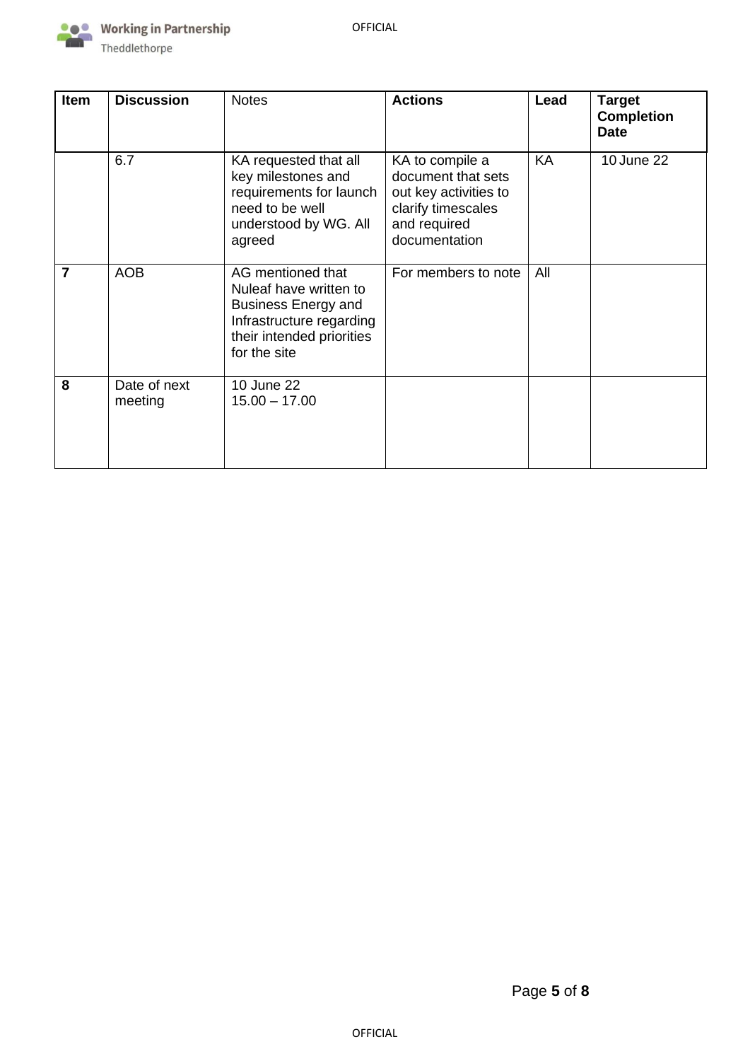| Item | Discussion | Notes | Actions | Lead | Target Completion Date |
|---|---|---|---|---|---|
| | 6.7 | KA requested that all key milestones and requirements for launch need to be well understood by WG. All agreed | KA to compile a document that sets out key activities to clarify timescales and required documentation | KA | 10 June 22 |
| **7** | AOB | AG mentioned that Nuleaf have written to Business Energy and Infrastructure regarding their intended priorities for the site | For members to note | All | |
| **8** | Date of next meeting | 10 June 22<br>15.00 – 17.00 | | | |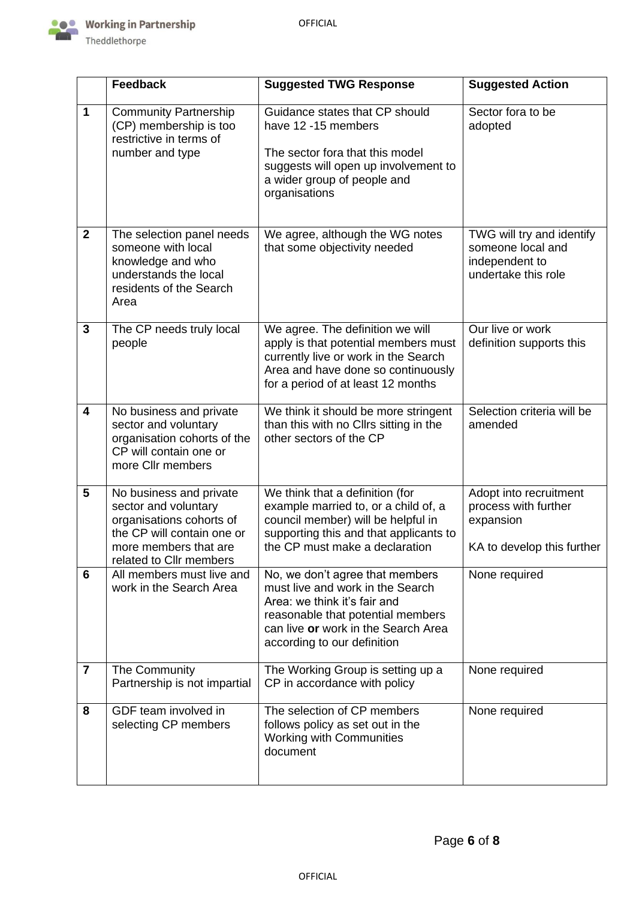| | Feedback | Suggested TWG Response | Suggested Action |
|---|---|---|---|
| **1** | Community Partnership (CP) membership is too restrictive in terms of number and type | Guidance states that CP should have 12 -15 members<br><br>The sector fora that this model suggests will open up involvement to a wider group of people and organisations | Sector fora to be adopted |
| **2** | The selection panel needs someone with local knowledge and who understands the local residents of the Search Area | We agree, although the WG notes that some objectivity needed | TWG will try and identify someone local and independent to undertake this role |
| **3** | The CP needs truly local people | We agree. The definition we will apply is that potential members must currently live or work in the Search Area and have done so continuously for a period of at least 12 months | Our live or work definition supports this |
| **4** | No business and private sector and voluntary organisation cohorts of the CP will contain one or more Cllr members | We think it should be more stringent than this with no Cllrs sitting in the other sectors of the CP | Selection criteria will be amended |
| **5** | No business and private sector and voluntary organisations cohorts of the CP will contain one or more members that are related to Cllr members | We think that a definition (for example married to, or a child of, a council member) will be helpful in supporting this and that applicants to the CP must make a declaration | Adopt into recruitment process with further expansion<br><br>KA to develop this further |
| **6** | All members must live and work in the Search Area | No, we don't agree that members must live and work in the Search Area: we think it's fair and reasonable that potential members can live **or** work in the Search Area according to our definition | None required |
| **7** | The Community Partnership is not impartial | The Working Group is setting up a CP in accordance with policy | None required |
| **8** | GDF team involved in selecting CP members | The selection of CP members follows policy as set out in the Working with Communities document | None required |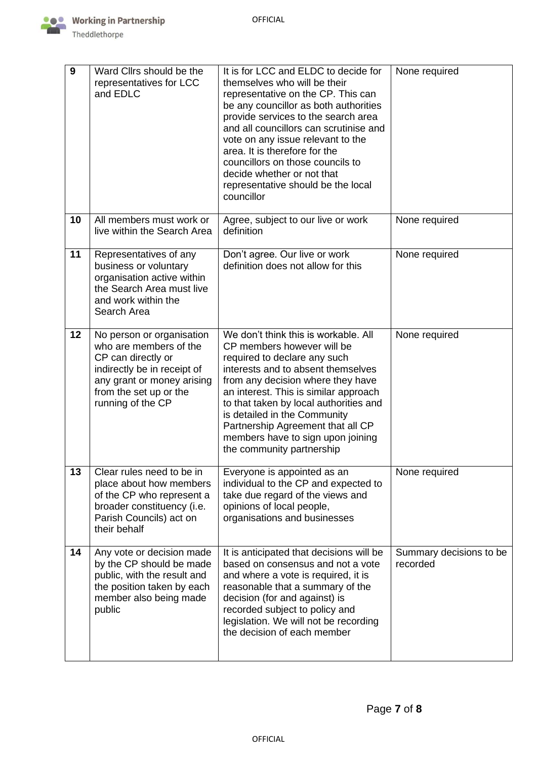| 9 | Ward Cllrs should be the representatives for LCC and EDLC | It is for LCC and ELDC to decide for themselves who will be their representative on the CP. This can be any councillor as both authorities provide services to the search area and all councillors can scrutinise and vote on any issue relevant to the area. It is therefore for the councillors on those councils to decide whether or not that representative should be the local councillor | None required |
|---|---|---|---|
| 10 | All members must work or live within the Search Area | Agree, subject to our live or work definition | None required |
| 11 | Representatives of any business or voluntary organisation active within the Search Area must live and work within the Search Area | Don't agree. Our live or work definition does not allow for this | None required |
| 12 | No person or organisation who are members of the CP can directly or indirectly be in receipt of any grant or money arising from the set up or the running of the CP | We don't think this is workable. All CP members however will be required to declare any such interests and to absent themselves from any decision where they have an interest. This is similar approach to that taken by local authorities and is detailed in the Community Partnership Agreement that all CP members have to sign upon joining the community partnership | None required |
| 13 | Clear rules need to be in place about how members of the CP who represent a broader constituency (i.e. Parish Councils) act on their behalf | Everyone is appointed as an individual to the CP and expected to take due regard of the views and opinions of local people, organisations and businesses | None required |
| 14 | Any vote or decision made by the CP should be made public, with the result and the position taken by each member also being made public | It is anticipated that decisions will be based on consensus and not a vote and where a vote is required, it is reasonable that a summary of the decision (for and against) is recorded subject to policy and legislation. We will not be recording the decision of each member | Summary decisions to be recorded |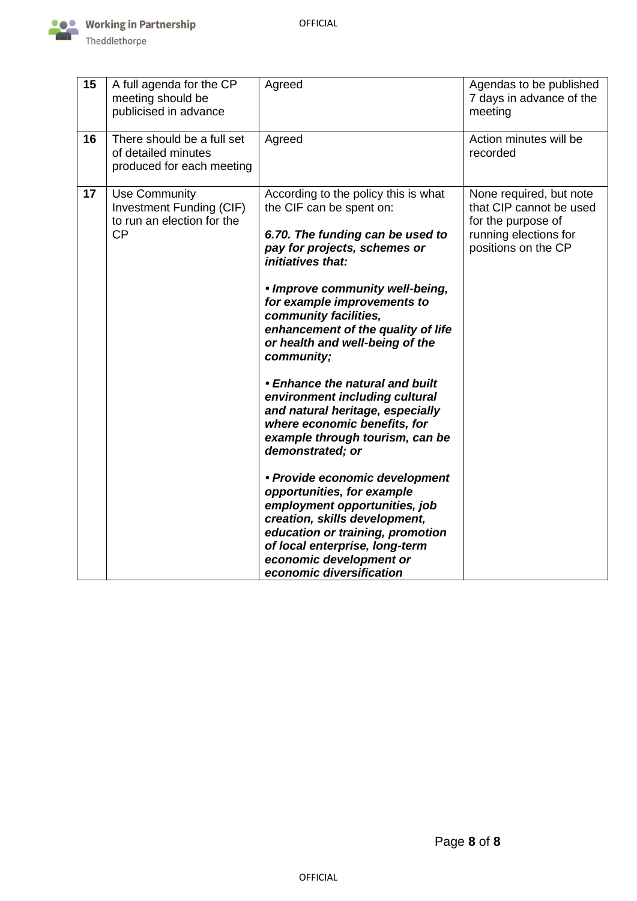| | | | |
|---|---|---|---|
| **15** | A full agenda for the CP meeting should be publicised in advance | Agreed | Agendas to be published 7 days in advance of the meeting |
| **16** | There should be a full set of detailed minutes produced for each meeting | Agreed | Action minutes will be recorded |
| **17** | Use Community Investment Funding (CIF) to run an election for the CP | According to the policy this is what the CIF can be spent on:<br><br>***6.70. The funding can be used to pay for projects, schemes or initiatives that:***<br><br>***• Improve community well-being, for example improvements to community facilities, enhancement of the quality of life or health and well-being of the community;***<br><br>***• Enhance the natural and built environment including cultural and natural heritage, especially where economic benefits, for example through tourism, can be demonstrated; or***<br><br>***• Provide economic development opportunities, for example employment opportunities, job creation, skills development, education or training, promotion of local enterprise, long-term economic development or economic diversification*** | None required, but note that CIP cannot be used for the purpose of running elections for positions on the CP |